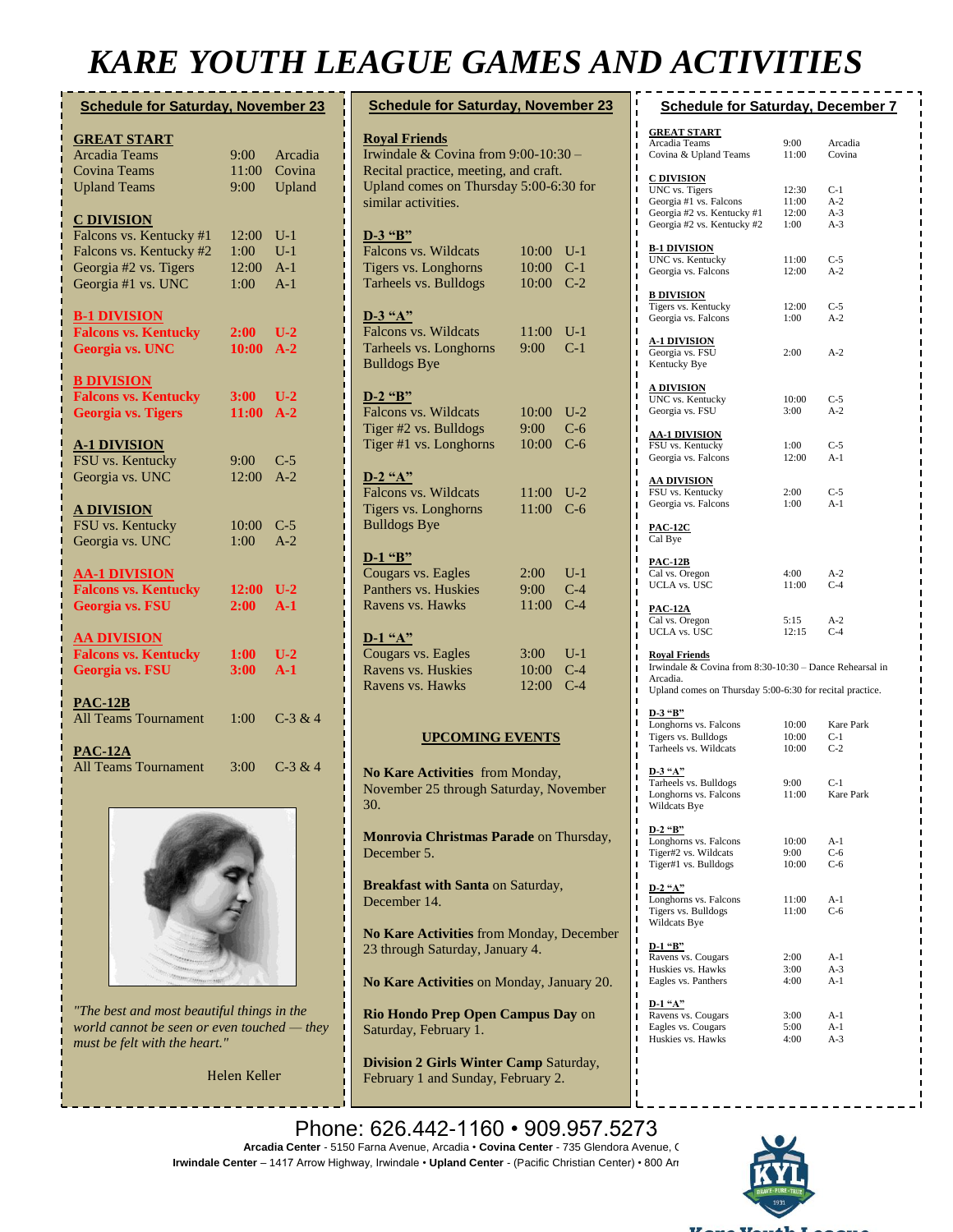# KARE YOUTH LEAGUE GAMES AND ACTIVITIES

## Schedule for Saturday, November 23

**GREAT START**

| | | |
|---|---|---|
| Arcadia Teams | 9:00 | Arcadia |
| Covina Teams | 11:00 | Covina |
| Upland Teams | 9:00 | Upland |

**C DIVISION**

| | | |
|---|---|---|
| Falcons vs. Kentucky #1 | 12:00 | U-1 |
| Falcons vs. Kentucky #2 | 1:00 | U-1 |
| Georgia #2 vs. Tigers | 12:00 | A-1 |
| Georgia #1 vs. UNC | 1:00 | A-1 |

**B-1 DIVISION**

| | | |
|---|---|---|
| **Falcons vs. Kentucky** | **2:00** | **U-2** |
| **Georgia vs. UNC** | **10:00** | **A-2** |

**B DIVISION**

| | | |
|---|---|---|
| **Falcons vs. Kentucky** | **3:00** | **U-2** |
| **Georgia vs. Tigers** | **11:00** | **A-2** |

**A-1 DIVISION**

| | | |
|---|---|---|
| FSU vs. Kentucky | 9:00 | C-5 |
| Georgia vs. UNC | 12:00 | A-2 |

**A DIVISION**

| | | |
|---|---|---|
| FSU vs. Kentucky | 10:00 | C-5 |
| Georgia vs. UNC | 1:00 | A-2 |

**AA-1 DIVISION**

| | | |
|---|---|---|
| **Falcons vs. Kentucky** | **12:00** | **U-2** |
| **Georgia vs. FSU** | **2:00** | **A-1** |

**AA DIVISION**

| | | |
|---|---|---|
| **Falcons vs. Kentucky** | **1:00** | **U-2** |
| **Georgia vs. FSU** | **3:00** | **A-1** |

**PAC-12B**

| | | |
|---|---|---|
| All Teams Tournament | 1:00 | C-3 & 4 |

**PAC-12A**

| | | |
|---|---|---|
| All Teams Tournament | 3:00 | C-3 & 4 |

*"The best and most beautiful things in the world cannot be seen or even touched — they must be felt with the heart."*

Helen Keller

## Schedule for Saturday, November 23

**Royal Friends**

Irwindale & Covina from 9:00-10:30 – Recital practice, meeting, and craft. Upland comes on Thursday 5:00-6:30 for similar activities.

**D-3 "B"**

| | | |
|---|---|---|
| Falcons vs. Wildcats | 10:00 | U-1 |
| Tigers vs. Longhorns | 10:00 | C-1 |
| Tarheels vs. Bulldogs | 10:00 | C-2 |

**D-3 "A"**

| | | |
|---|---|---|
| Falcons vs. Wildcats | 11:00 | U-1 |
| Tarheels vs. Longhorns | 9:00 | C-1 |
| Bulldogs Bye | | |

**D-2 "B"**

| | | |
|---|---|---|
| Falcons vs. Wildcats | 10:00 | U-2 |
| Tiger #2 vs. Bulldogs | 9:00 | C-6 |
| Tiger #1 vs. Longhorns | 10:00 | C-6 |

**D-2 "A"**

| | | |
|---|---|---|
| Falcons vs. Wildcats | 11:00 | U-2 |
| Tigers vs. Longhorns | 11:00 | C-6 |
| Bulldogs Bye | | |

**D-1 "B"**

| | | |
|---|---|---|
| Cougars vs. Eagles | 2:00 | U-1 |
| Panthers vs. Huskies | 9:00 | C-4 |
| Ravens vs. Hawks | 11:00 | C-4 |

**D-1 "A"**

| | | |
|---|---|---|
| Cougars vs. Eagles | 3:00 | U-1 |
| Ravens vs. Huskies | 10:00 | C-4 |
| Ravens vs. Hawks | 12:00 | C-4 |

### UPCOMING EVENTS

**No Kare Activities** from Monday, November 25 through Saturday, November 30.

**Monrovia Christmas Parade** on Thursday, December 5.

**Breakfast with Santa** on Saturday, December 14.

**No Kare Activities** from Monday, December 23 through Saturday, January 4.

**No Kare Activities** on Monday, January 20.

**Rio Hondo Prep Open Campus Day** on Saturday, February 1.

**Division 2 Girls Winter Camp** Saturday, February 1 and Sunday, February 2.

## Schedule for Saturday, December 7

**GREAT START**

| | | |
|---|---|---|
| Arcadia Teams | 9:00 | Arcadia |
| Covina & Upland Teams | 11:00 | Covina |

**C DIVISION**

| | | |
|---|---|---|
| UNC vs. Tigers | 12:30 | C-1 |
| Georgia #1 vs. Falcons | 11:00 | A-2 |
| Georgia #2 vs. Kentucky #1 | 12:00 | A-3 |
| Georgia #2 vs. Kentucky #2 | 1:00 | A-3 |

**B-1 DIVISION**

| | | |
|---|---|---|
| UNC vs. Kentucky | 11:00 | C-5 |
| Georgia vs. Falcons | 12:00 | A-2 |

**B DIVISION**

| | | |
|---|---|---|
| Tigers vs. Kentucky | 12:00 | C-5 |
| Georgia vs. Falcons | 1:00 | A-2 |

**A-1 DIVISION**

| | | |
|---|---|---|
| Georgia vs. FSU | 2:00 | A-2 |
| Kentucky Bye | | |

**A DIVISION**

| | | |
|---|---|---|
| UNC vs. Kentucky | 10:00 | C-5 |
| Georgia vs. FSU | 3:00 | A-2 |

**AA-1 DIVISION**

| | | |
|---|---|---|
| FSU vs. Kentucky | 1:00 | C-5 |
| Georgia vs. Falcons | 12:00 | A-1 |

**AA DIVISION**

| | | |
|---|---|---|
| FSU vs. Kentucky | 2:00 | C-5 |
| Georgia vs. Falcons | 1:00 | A-1 |

**PAC-12C**

Cal Bye

**PAC-12B**

| | | |
|---|---|---|
| Cal vs. Oregon | 4:00 | A-2 |
| UCLA vs. USC | 11:00 | C-4 |

**PAC-12A**

| | | |
|---|---|---|
| Cal vs. Oregon | 5:15 | A-2 |
| UCLA vs. USC | 12:15 | C-4 |

**Royal Friends**

Irwindale & Covina from 8:30-10:30 – Dance Rehearsal in Arcadia.
Upland comes on Thursday 5:00-6:30 for recital practice.

**D-3 "B"**

| | | |
|---|---|---|
| Longhorns vs. Falcons | 10:00 | Kare Park |
| Tigers vs. Bulldogs | 10:00 | C-1 |
| Tarheels vs. Wildcats | 10:00 | C-2 |

**D-3 "A"**

| | | |
|---|---|---|
| Tarheels vs. Bulldogs | 9:00 | C-1 |
| Longhorns vs. Falcons | 11:00 | Kare Park |
| Wildcats Bye | | |

**D-2 "B"**

| | | |
|---|---|---|
| Longhorns vs. Falcons | 10:00 | A-1 |
| Tiger#2 vs. Wildcats | 9:00 | C-6 |
| Tiger#1 vs. Bulldogs | 10:00 | C-6 |

**D-2 "A"**

| | | |
|---|---|---|
| Longhorns vs. Falcons | 11:00 | A-1 |
| Tigers vs. Bulldogs | 11:00 | C-6 |
| Wildcats Bye | | |

**D-1 "B"**

| | | |
|---|---|---|
| Ravens vs. Cougars | 2:00 | A-1 |
| Huskies vs. Hawks | 3:00 | A-3 |
| Eagles vs. Panthers | 4:00 | A-1 |

**D-1 "A"**

| | | |
|---|---|---|
| Ravens vs. Cougars | 3:00 | A-1 |
| Eagles vs. Cougars | 5:00 | A-1 |
| Huskies vs. Hawks | 4:00 | A-3 |

Phone: 626.442-1160 • 909.957.5273

**Arcadia Center** - 5150 Farna Avenue, Arcadia • **Covina Center** - 735 Glendora Avenue, (
**Irwindale Center** – 1417 Arrow Highway, Irwindale • **Upland Center** - (Pacific Christian Center) • 800 Ar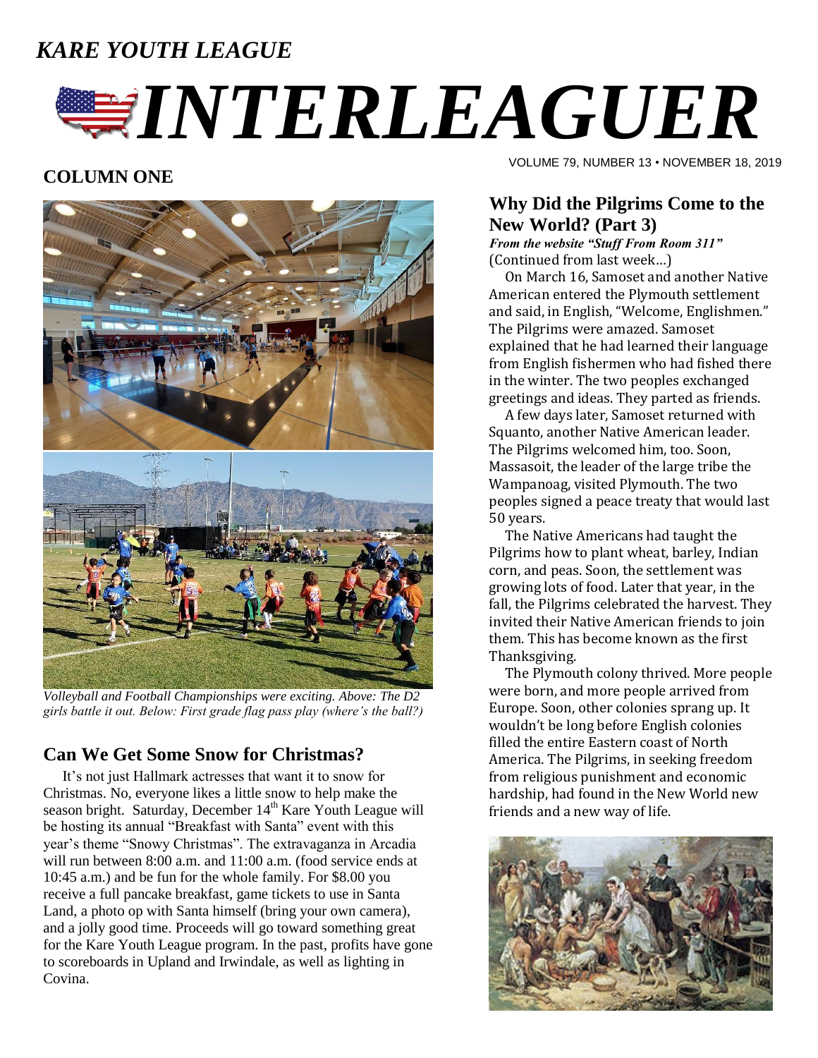*KARE YOUTH LEAGUE*

# *INTERLEAGUER*

VOLUME 79, NUMBER 13 • NOVEMBER 18, 2019

## COLUMN ONE

*Volleyball and Football Championships were exciting. Above: The D2 girls battle it out. Below: First grade flag pass play (where's the ball?)*

## Can We Get Some Snow for Christmas?

It's not just Hallmark actresses that want it to snow for Christmas. No, everyone likes a little snow to help make the season bright. Saturday, December 14th Kare Youth League will be hosting its annual "Breakfast with Santa" event with this year's theme "Snowy Christmas". The extravaganza in Arcadia will run between 8:00 a.m. and 11:00 a.m. (food service ends at 10:45 a.m.) and be fun for the whole family. For $8.00 you receive a full pancake breakfast, game tickets to use in Santa Land, a photo op with Santa himself (bring your own camera), and a jolly good time. Proceeds will go toward something great for the Kare Youth League program. In the past, profits have gone to scoreboards in Upland and Irwindale, as well as lighting in Covina.

## Why Did the Pilgrims Come to the New World? (Part 3)

***From the website "Stuff From Room 311"***

(Continued from last week…)

On March 16, Samoset and another Native American entered the Plymouth settlement and said, in English, "Welcome, Englishmen." The Pilgrims were amazed. Samoset explained that he had learned their language from English fishermen who had fished there in the winter. The two peoples exchanged greetings and ideas. They parted as friends.

A few days later, Samoset returned with Squanto, another Native American leader. The Pilgrims welcomed him, too. Soon, Massasoit, the leader of the large tribe the Wampanoag, visited Plymouth. The two peoples signed a peace treaty that would last 50 years.

The Native Americans had taught the Pilgrims how to plant wheat, barley, Indian corn, and peas. Soon, the settlement was growing lots of food. Later that year, in the fall, the Pilgrims celebrated the harvest. They invited their Native American friends to join them. This has become known as the first Thanksgiving.

The Plymouth colony thrived. More people were born, and more people arrived from Europe. Soon, other colonies sprang up. It wouldn't be long before English colonies filled the entire Eastern coast of North America. The Pilgrims, in seeking freedom from religious punishment and economic hardship, had found in the New World new friends and a new way of life.